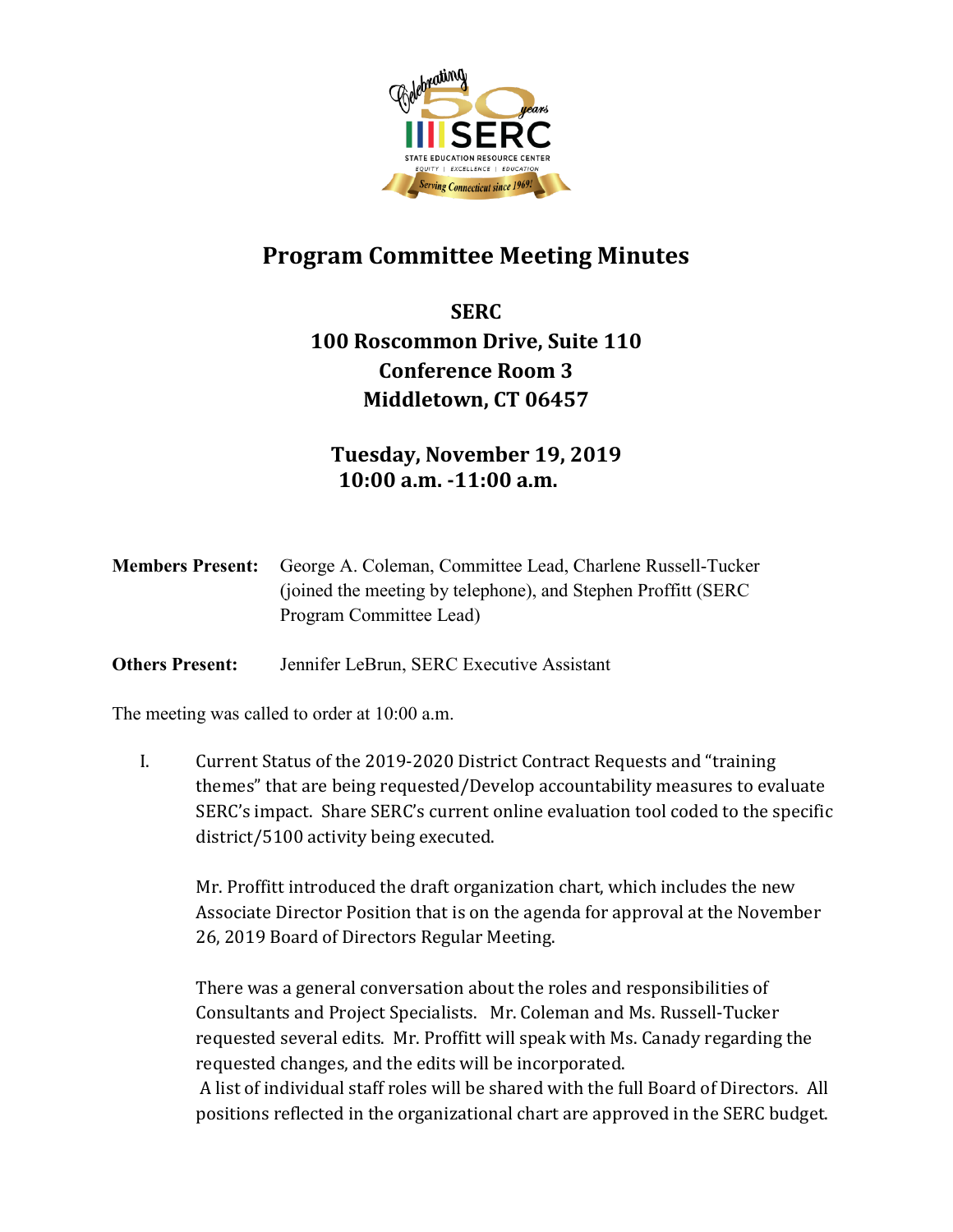# Program Committee Meeting Minutes

**SERC**
**100 Roscommon Drive, Suite 110**
**Conference Room 3**
**Middletown, CT 06457**

**Tuesday, November 19, 2019**
**10:00 a.m. -11:00 a.m.**

**Members Present:** George A. Coleman, Committee Lead, Charlene Russell-Tucker (joined the meeting by telephone), and Stephen Proffitt (SERC Program Committee Lead)

**Others Present:** Jennifer LeBrun, SERC Executive Assistant

The meeting was called to order at 10:00 a.m.

I. Current Status of the 2019-2020 District Contract Requests and "training themes" that are being requested/Develop accountability measures to evaluate SERC's impact. Share SERC's current online evaluation tool coded to the specific district/5100 activity being executed.

Mr. Proffitt introduced the draft organization chart, which includes the new Associate Director Position that is on the agenda for approval at the November 26, 2019 Board of Directors Regular Meeting.

There was a general conversation about the roles and responsibilities of Consultants and Project Specialists. Mr. Coleman and Ms. Russell-Tucker requested several edits. Mr. Proffitt will speak with Ms. Canady regarding the requested changes, and the edits will be incorporated.
A list of individual staff roles will be shared with the full Board of Directors. All positions reflected in the organizational chart are approved in the SERC budget.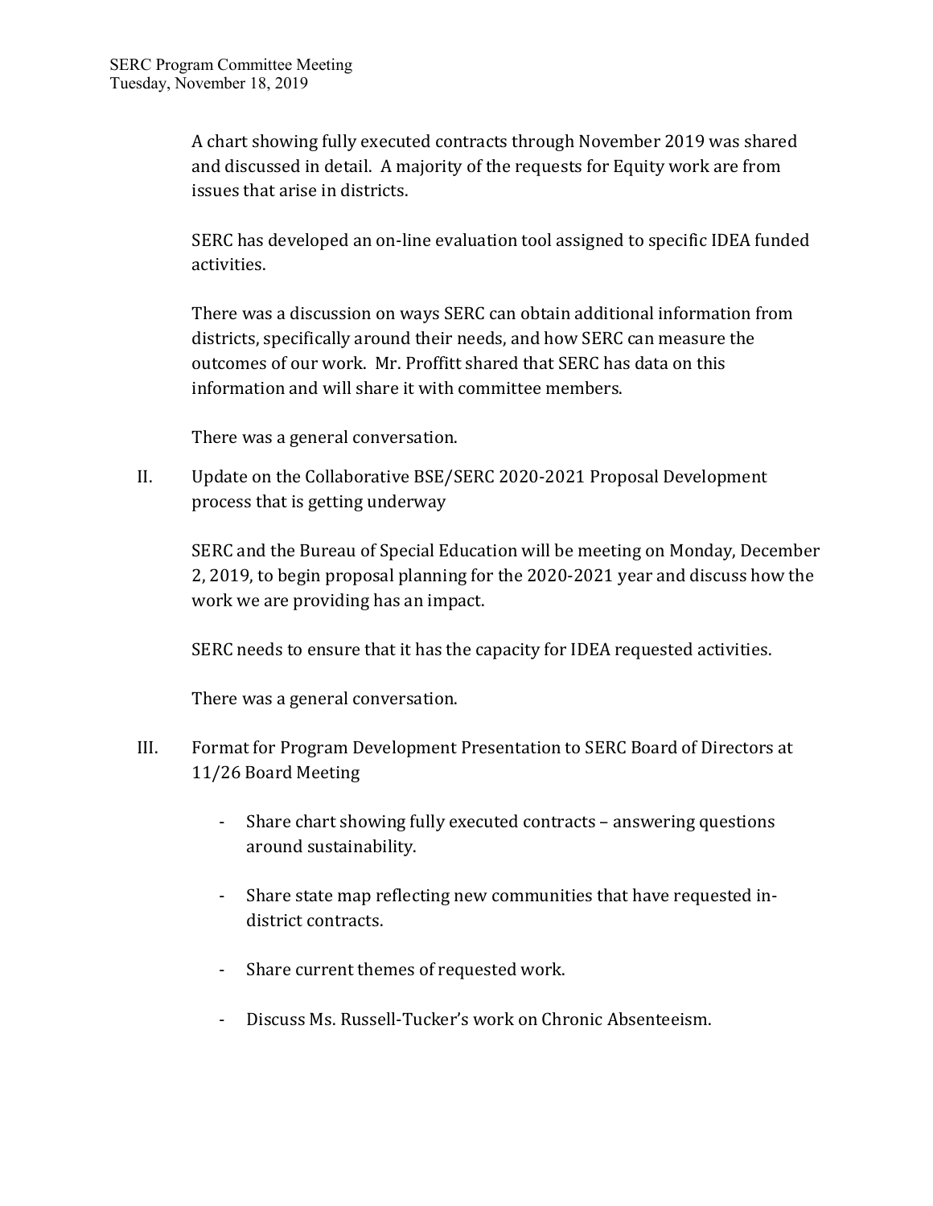A chart showing fully executed contracts through November 2019 was shared and discussed in detail. A majority of the requests for Equity work are from issues that arise in districts.

SERC has developed an on-line evaluation tool assigned to specific IDEA funded activities.

There was a discussion on ways SERC can obtain additional information from districts, specifically around their needs, and how SERC can measure the outcomes of our work. Mr. Proffitt shared that SERC has data on this information and will share it with committee members.

There was a general conversation.

II. Update on the Collaborative BSE/SERC 2020-2021 Proposal Development process that is getting underway

SERC and the Bureau of Special Education will be meeting on Monday, December 2, 2019, to begin proposal planning for the 2020-2021 year and discuss how the work we are providing has an impact.

SERC needs to ensure that it has the capacity for IDEA requested activities.

There was a general conversation.

III. Format for Program Development Presentation to SERC Board of Directors at 11/26 Board Meeting

- Share chart showing fully executed contracts – answering questions around sustainability.
- Share state map reflecting new communities that have requested in-district contracts.
- Share current themes of requested work.
- Discuss Ms. Russell-Tucker's work on Chronic Absenteeism.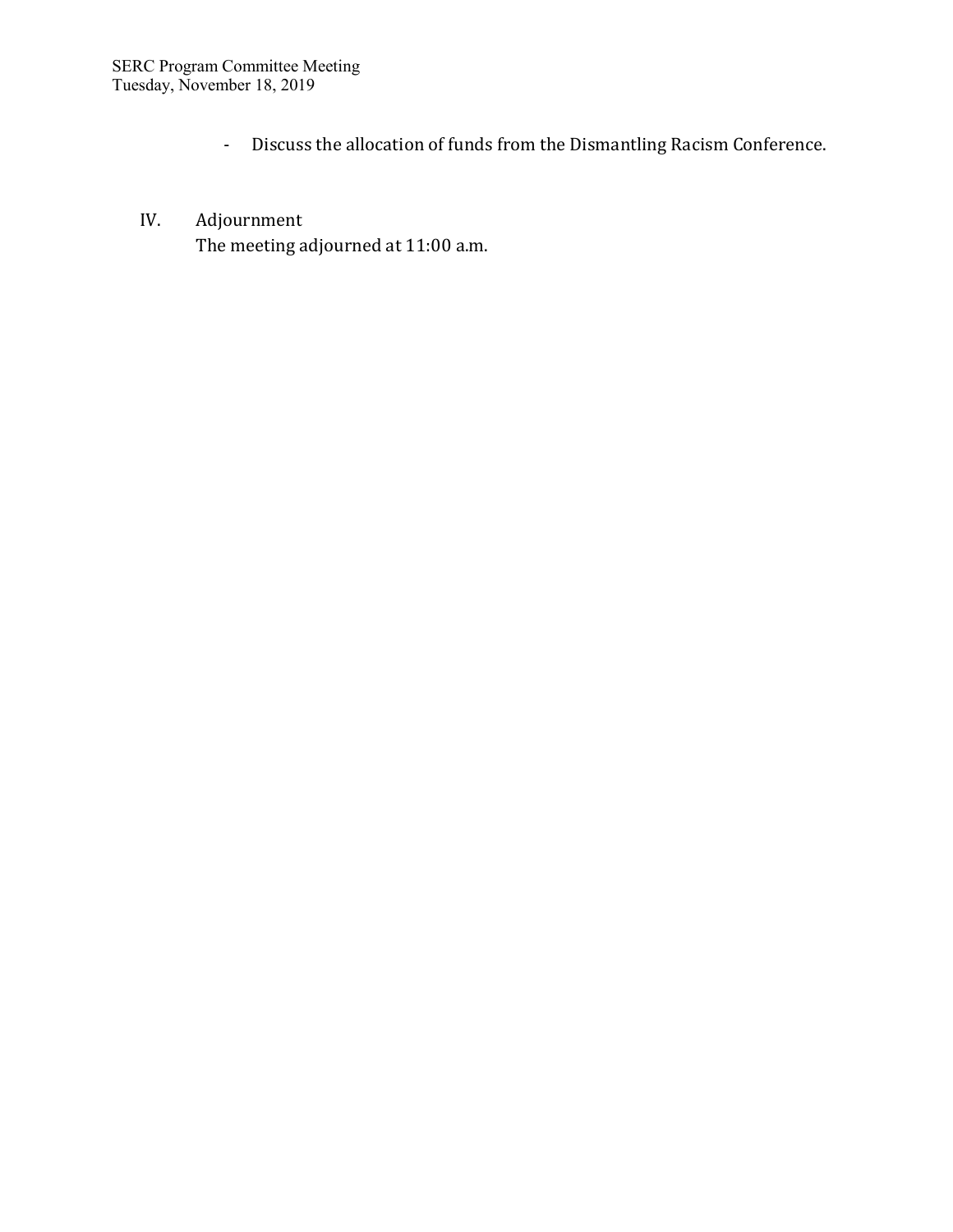- Discuss the allocation of funds from the Dismantling Racism Conference.

IV. Adjournment

The meeting adjourned at 11:00 a.m.